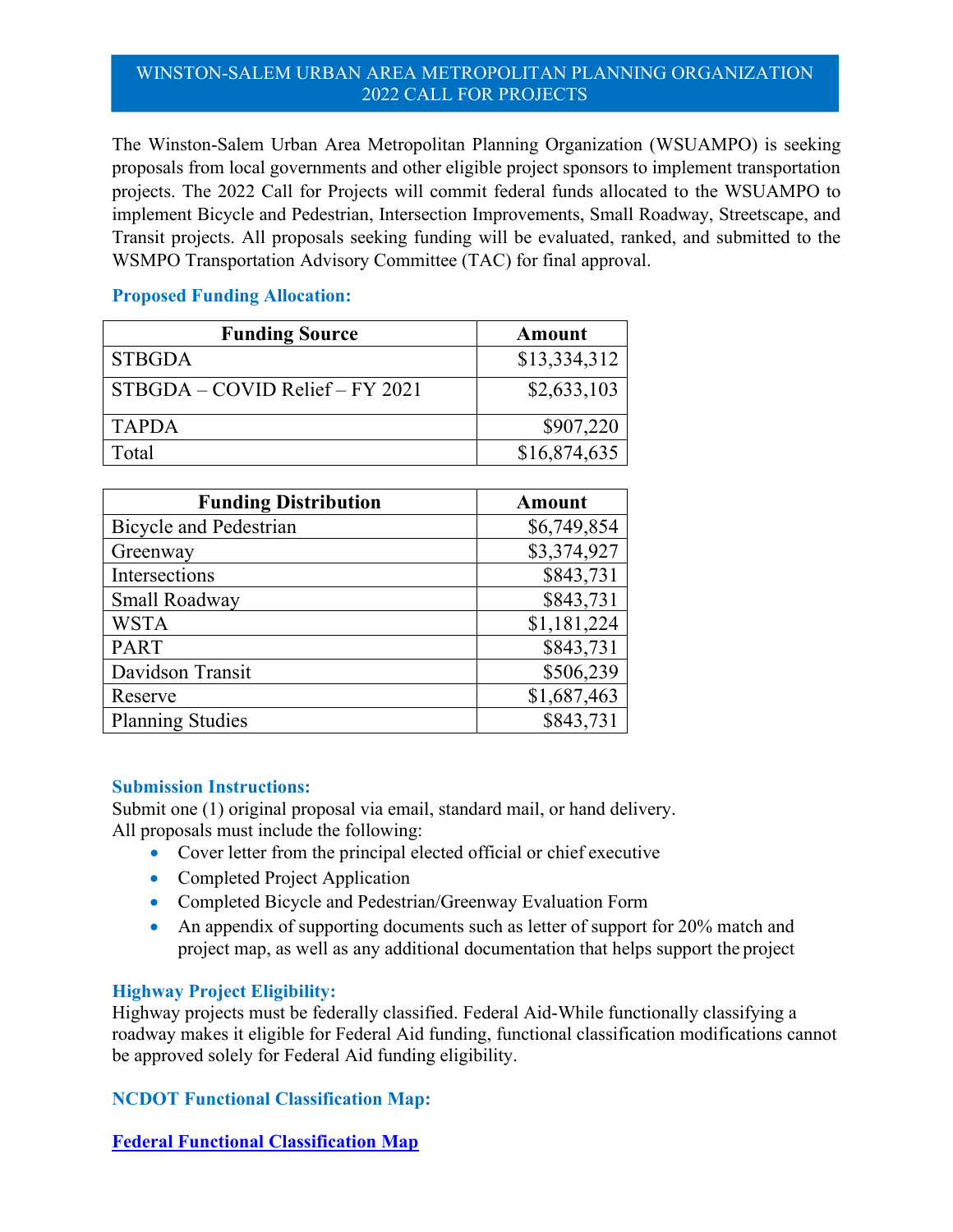# WINSTON-SALEM URBAN AREA METROPOLITAN PLANNING ORGANIZATION 2022 CALL FOR PROJECTS

The Winston-Salem Urban Area Metropolitan Planning Organization (WSUAMPO) is seeking proposals from local governments and other eligible project sponsors to implement transportation projects. The 2022 Call for Projects will commit federal funds allocated to the WSUAMPO to implement Bicycle and Pedestrian, Intersection Improvements, Small Roadway, Streetscape, and Transit projects. All proposals seeking funding will be evaluated, ranked, and submitted to the WSMPO Transportation Advisory Committee (TAC) for final approval.

### Proposed Funding Allocation:

| Funding Source | Amount |
|---|---|
| STBGDA | $13,334,312 |
| STBGDA – COVID Relief – FY 2021 | $2,633,103 |
| TAPDA | $907,220 |
| Total | $16,874,635 |

| Funding Distribution | Amount |
|---|---|
| Bicycle and Pedestrian | $6,749,854 |
| Greenway | $3,374,927 |
| Intersections | $843,731 |
| Small Roadway | $843,731 |
| WSTA | $1,181,224 |
| PART | $843,731 |
| Davidson Transit | $506,239 |
| Reserve | $1,687,463 |
| Planning Studies | $843,731 |

### Submission Instructions:

Submit one (1) original proposal via email, standard mail, or hand delivery.
All proposals must include the following:

- Cover letter from the principal elected official or chief executive
- Completed Project Application
- Completed Bicycle and Pedestrian/Greenway Evaluation Form
- An appendix of supporting documents such as letter of support for 20% match and project map, as well as any additional documentation that helps support the project

### Highway Project Eligibility:

Highway projects must be federally classified. Federal Aid-While functionally classifying a roadway makes it eligible for Federal Aid funding, functional classification modifications cannot be approved solely for Federal Aid funding eligibility.

### NCDOT Functional Classification Map:

### Federal Functional Classification Map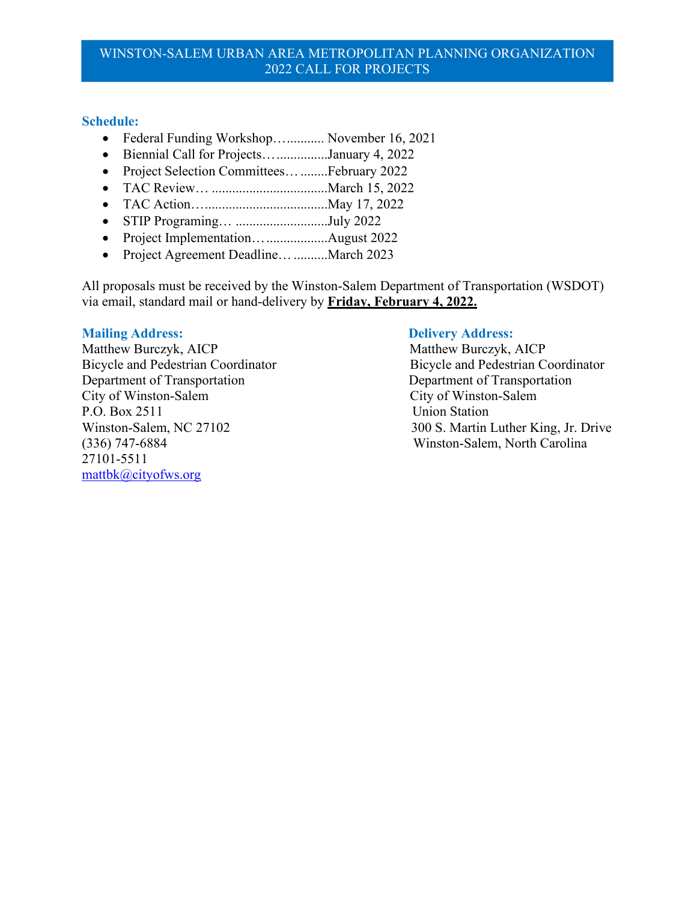# WINSTON-SALEM URBAN AREA METROPOLITAN PLANNING ORGANIZATION 2022 CALL FOR PROJECTS

**Schedule:**

- Federal Funding Workshop…........... November 16, 2021
- Biennial Call for Projects….............January 4, 2022
- Project Selection Committees… ........February 2022
- TAC Review… .................................March 15, 2022
- TAC Action…...................................May 17, 2022
- STIP Programing… ...........................July 2022
- Project Implementation….................August 2022
- Project Agreement Deadline… ..........March 2023

All proposals must be received by the Winston-Salem Department of Transportation (WSDOT) via email, standard mail or hand-delivery by **Friday, February 4, 2022.**

**Mailing Address:**
Matthew Burczyk, AICP
Bicycle and Pedestrian Coordinator
Department of Transportation
City of Winston-Salem
P.O. Box 2511
Winston-Salem, NC 27102
(336) 747-6884
27101-5511
mattbk@cityofws.org

**Delivery Address:**
Matthew Burczyk, AICP
Bicycle and Pedestrian Coordinator
Department of Transportation
City of Winston-Salem
Union Station
300 S. Martin Luther King, Jr. Drive
Winston-Salem, North Carolina